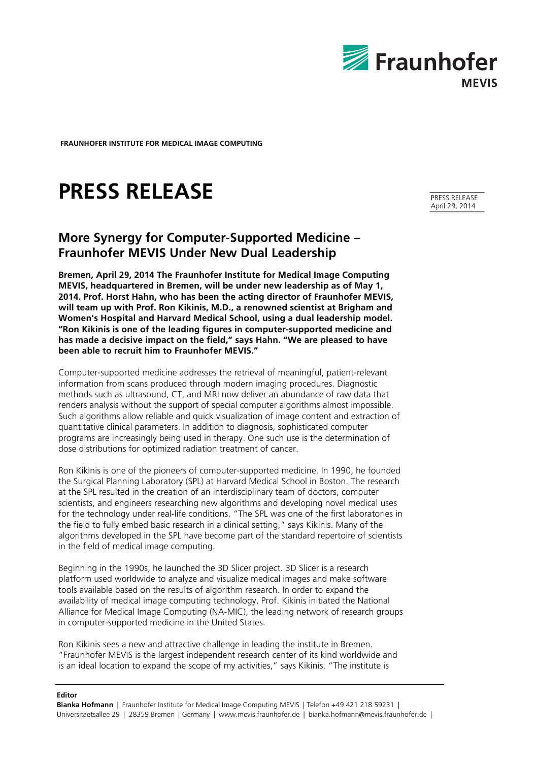FRAUNHOFER INSTITUTE FOR MEDICAL IMAGE COMPUTING

# PRESS RELEASE

PRESS RELEASE
April 29, 2014

## More Synergy for Computer-Supported Medicine – Fraunhofer MEVIS Under New Dual Leadership

**Bremen, April 29, 2014 The Fraunhofer Institute for Medical Image Computing MEVIS, headquartered in Bremen, will be under new leadership as of May 1, 2014. Prof. Horst Hahn, who has been the acting director of Fraunhofer MEVIS, will team up with Prof. Ron Kikinis, M.D., a renowned scientist at Brigham and Women's Hospital and Harvard Medical School, using a dual leadership model. "Ron Kikinis is one of the leading figures in computer-supported medicine and has made a decisive impact on the field," says Hahn. "We are pleased to have been able to recruit him to Fraunhofer MEVIS."**

Computer-supported medicine addresses the retrieval of meaningful, patient-relevant information from scans produced through modern imaging procedures. Diagnostic methods such as ultrasound, CT, and MRI now deliver an abundance of raw data that renders analysis without the support of special computer algorithms almost impossible. Such algorithms allow reliable and quick visualization of image content and extraction of quantitative clinical parameters. In addition to diagnosis, sophisticated computer programs are increasingly being used in therapy. One such use is the determination of dose distributions for optimized radiation treatment of cancer.

Ron Kikinis is one of the pioneers of computer-supported medicine. In 1990, he founded the Surgical Planning Laboratory (SPL) at Harvard Medical School in Boston. The research at the SPL resulted in the creation of an interdisciplinary team of doctors, computer scientists, and engineers researching new algorithms and developing novel medical uses for the technology under real-life conditions. "The SPL was one of the first laboratories in the field to fully embed basic research in a clinical setting," says Kikinis. Many of the algorithms developed in the SPL have become part of the standard repertoire of scientists in the field of medical image computing.

Beginning in the 1990s, he launched the 3D Slicer project. 3D Slicer is a research platform used worldwide to analyze and visualize medical images and make software tools available based on the results of algorithm research. In order to expand the availability of medical image computing technology, Prof. Kikinis initiated the National Alliance for Medical Image Computing (NA-MIC), the leading network of research groups in computer-supported medicine in the United States.

Ron Kikinis sees a new and attractive challenge in leading the institute in Bremen. "Fraunhofer MEVIS is the largest independent research center of its kind worldwide and is an ideal location to expand the scope of my activities," says Kikinis. "The institute is

**Editor**
**Bianka Hofmann** | Fraunhofer Institute for Medical Image Computing MEVIS | Telefon +49 421 218 59231 | Universitaetsallee 29 | 28359 Bremen | Germany | www.mevis.fraunhofer.de | bianka.hofmann@mevis.fraunhofer.de |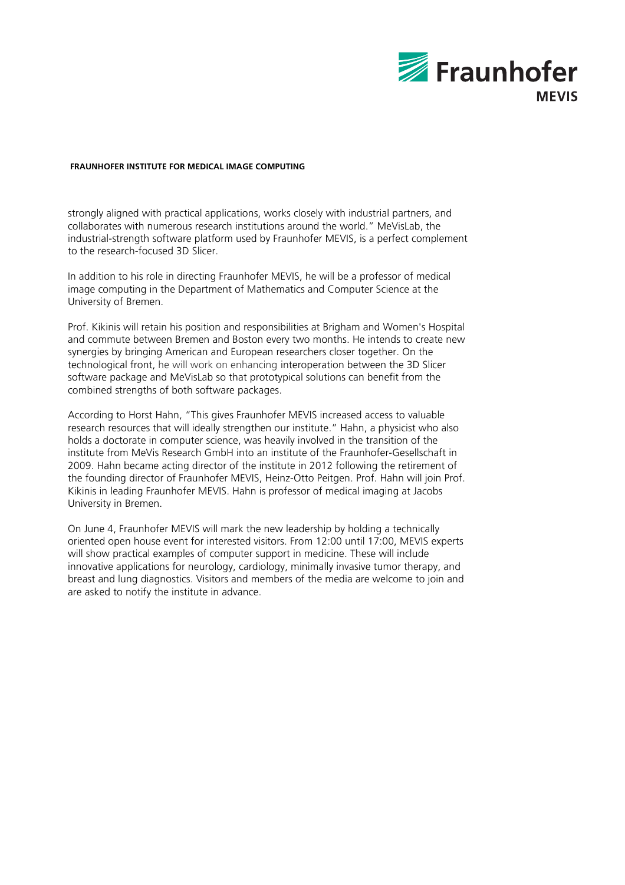strongly aligned with practical applications, works closely with industrial partners, and collaborates with numerous research institutions around the world." MeVisLab, the industrial-strength software platform used by Fraunhofer MEVIS, is a perfect complement to the research-focused 3D Slicer.

In addition to his role in directing Fraunhofer MEVIS, he will be a professor of medical image computing in the Department of Mathematics and Computer Science at the University of Bremen.

Prof. Kikinis will retain his position and responsibilities at Brigham and Women's Hospital and commute between Bremen and Boston every two months. He intends to create new synergies by bringing American and European researchers closer together. On the technological front, he will work on enhancing interoperation between the 3D Slicer software package and MeVisLab so that prototypical solutions can benefit from the combined strengths of both software packages.

According to Horst Hahn, "This gives Fraunhofer MEVIS increased access to valuable research resources that will ideally strengthen our institute." Hahn, a physicist who also holds a doctorate in computer science, was heavily involved in the transition of the institute from MeVis Research GmbH into an institute of the Fraunhofer-Gesellschaft in 2009. Hahn became acting director of the institute in 2012 following the retirement of the founding director of Fraunhofer MEVIS, Heinz-Otto Peitgen. Prof. Hahn will join Prof. Kikinis in leading Fraunhofer MEVIS. Hahn is professor of medical imaging at Jacobs University in Bremen.

On June 4, Fraunhofer MEVIS will mark the new leadership by holding a technically oriented open house event for interested visitors. From 12:00 until 17:00, MEVIS experts will show practical examples of computer support in medicine. These will include innovative applications for neurology, cardiology, minimally invasive tumor therapy, and breast and lung diagnostics. Visitors and members of the media are welcome to join and are asked to notify the institute in advance.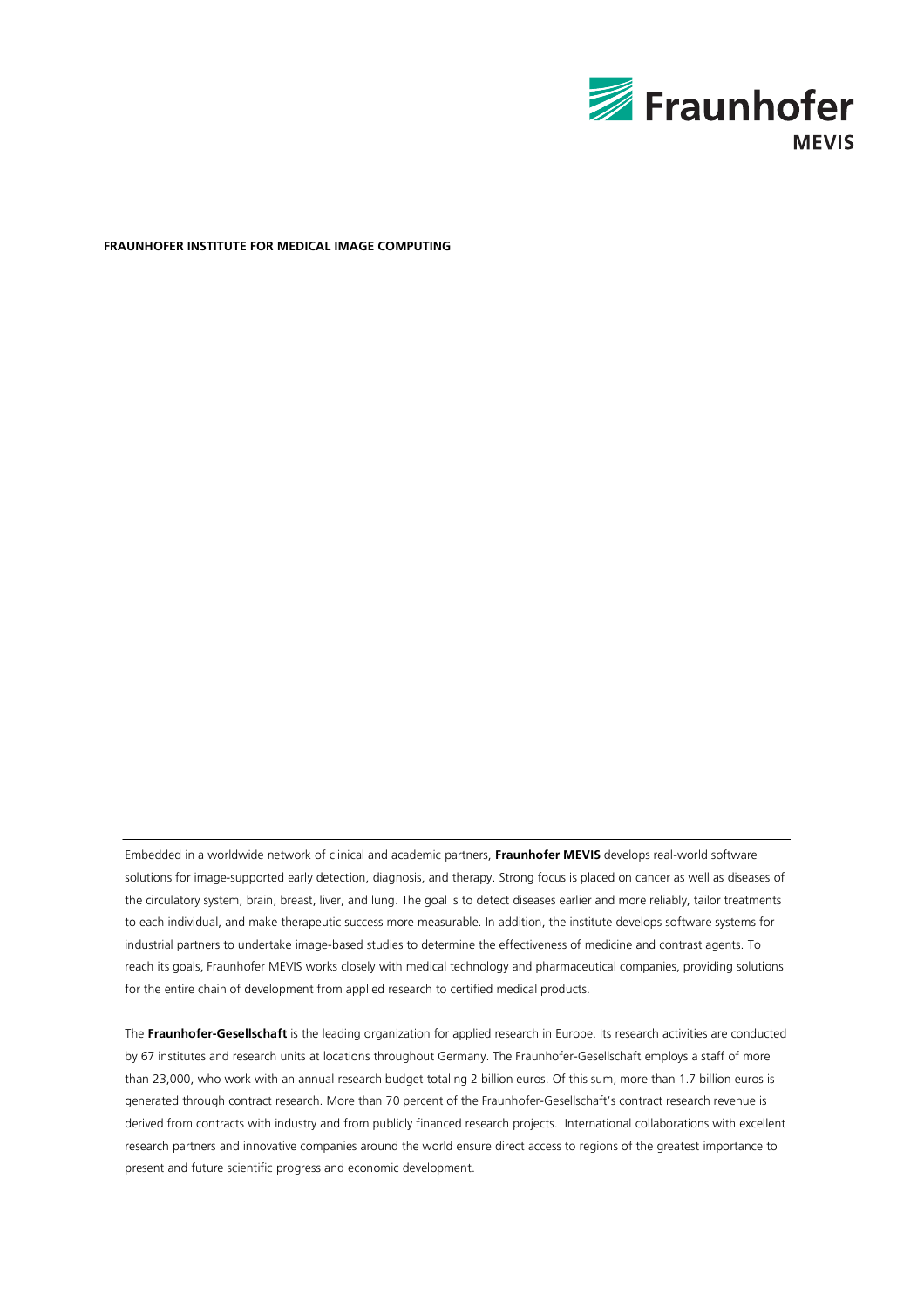Fraunhofer

MEVIS

**FRAUNHOFER INSTITUTE FOR MEDICAL IMAGE COMPUTING**

Embedded in a worldwide network of clinical and academic partners, **Fraunhofer MEVIS** develops real-world software solutions for image-supported early detection, diagnosis, and therapy. Strong focus is placed on cancer as well as diseases of the circulatory system, brain, breast, liver, and lung. The goal is to detect diseases earlier and more reliably, tailor treatments to each individual, and make therapeutic success more measurable. In addition, the institute develops software systems for industrial partners to undertake image-based studies to determine the effectiveness of medicine and contrast agents. To reach its goals, Fraunhofer MEVIS works closely with medical technology and pharmaceutical companies, providing solutions for the entire chain of development from applied research to certified medical products.

The **Fraunhofer-Gesellschaft** is the leading organization for applied research in Europe. Its research activities are conducted by 67 institutes and research units at locations throughout Germany. The Fraunhofer-Gesellschaft employs a staff of more than 23,000, who work with an annual research budget totaling 2 billion euros. Of this sum, more than 1.7 billion euros is generated through contract research. More than 70 percent of the Fraunhofer-Gesellschaft's contract research revenue is derived from contracts with industry and from publicly financed research projects. International collaborations with excellent research partners and innovative companies around the world ensure direct access to regions of the greatest importance to present and future scientific progress and economic development.